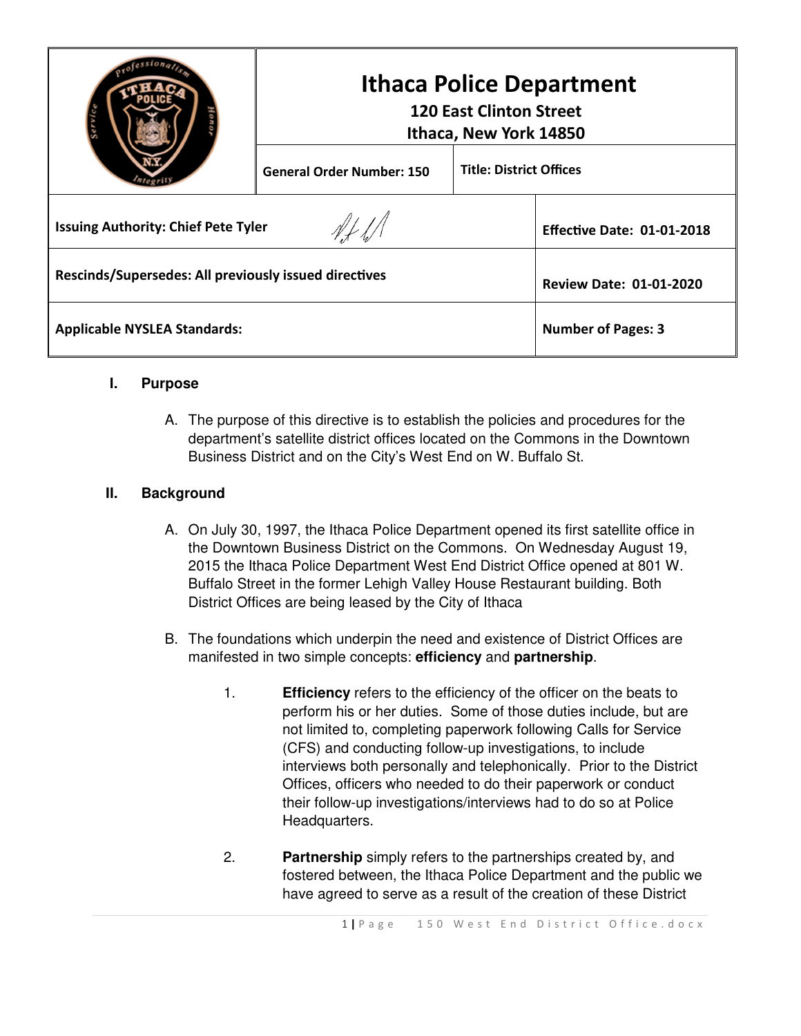| | **Ithaca Police Department**<br>**120 East Clinton Street**<br>**Ithaca, New York 14850** | |
|---|---|---|
| | **General Order Number: 150** | **Title: District Offices** |
| **Issuing Authority: Chief Pete Tyler** | | **Effective Date: 01-01-2018** |
| **Rescinds/Supersedes: All previously issued directives** | | **Review Date: 01-01-2020** |
| **Applicable NYSLEA Standards:** | | **Number of Pages: 3** |

## I. Purpose

A. The purpose of this directive is to establish the policies and procedures for the department's satellite district offices located on the Commons in the Downtown Business District and on the City's West End on W. Buffalo St.

## II. Background

A. On July 30, 1997, the Ithaca Police Department opened its first satellite office in the Downtown Business District on the Commons. On Wednesday August 19, 2015 the Ithaca Police Department West End District Office opened at 801 W. Buffalo Street in the former Lehigh Valley House Restaurant building. Both District Offices are being leased by the City of Ithaca

B. The foundations which underpin the need and existence of District Offices are manifested in two simple concepts: **efficiency** and **partnership**.

1. **Efficiency** refers to the efficiency of the officer on the beats to perform his or her duties. Some of those duties include, but are not limited to, completing paperwork following Calls for Service (CFS) and conducting follow-up investigations, to include interviews both personally and telephonically. Prior to the District Offices, officers who needed to do their paperwork or conduct their follow-up investigations/interviews had to do so at Police Headquarters.

2. **Partnership** simply refers to the partnerships created by, and fostered between, the Ithaca Police Department and the public we have agreed to serve as a result of the creation of these District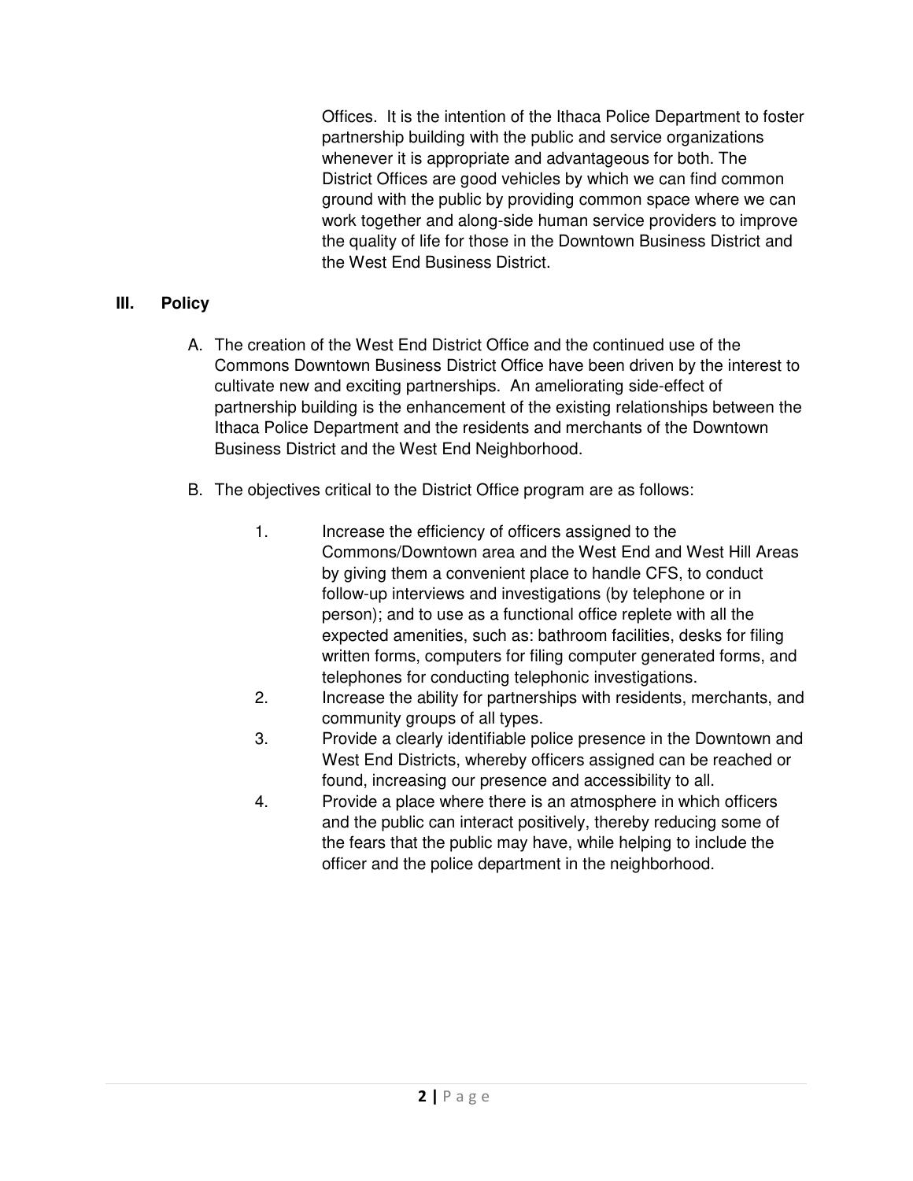Offices. It is the intention of the Ithaca Police Department to foster partnership building with the public and service organizations whenever it is appropriate and advantageous for both. The District Offices are good vehicles by which we can find common ground with the public by providing common space where we can work together and along-side human service providers to improve the quality of life for those in the Downtown Business District and the West End Business District.

## III. Policy

A. The creation of the West End District Office and the continued use of the Commons Downtown Business District Office have been driven by the interest to cultivate new and exciting partnerships. An ameliorating side-effect of partnership building is the enhancement of the existing relationships between the Ithaca Police Department and the residents and merchants of the Downtown Business District and the West End Neighborhood.

B. The objectives critical to the District Office program are as follows:

1. Increase the efficiency of officers assigned to the Commons/Downtown area and the West End and West Hill Areas by giving them a convenient place to handle CFS, to conduct follow-up interviews and investigations (by telephone or in person); and to use as a functional office replete with all the expected amenities, such as: bathroom facilities, desks for filing written forms, computers for filing computer generated forms, and telephones for conducting telephonic investigations.
2. Increase the ability for partnerships with residents, merchants, and community groups of all types.
3. Provide a clearly identifiable police presence in the Downtown and West End Districts, whereby officers assigned can be reached or found, increasing our presence and accessibility to all.
4. Provide a place where there is an atmosphere in which officers and the public can interact positively, thereby reducing some of the fears that the public may have, while helping to include the officer and the police department in the neighborhood.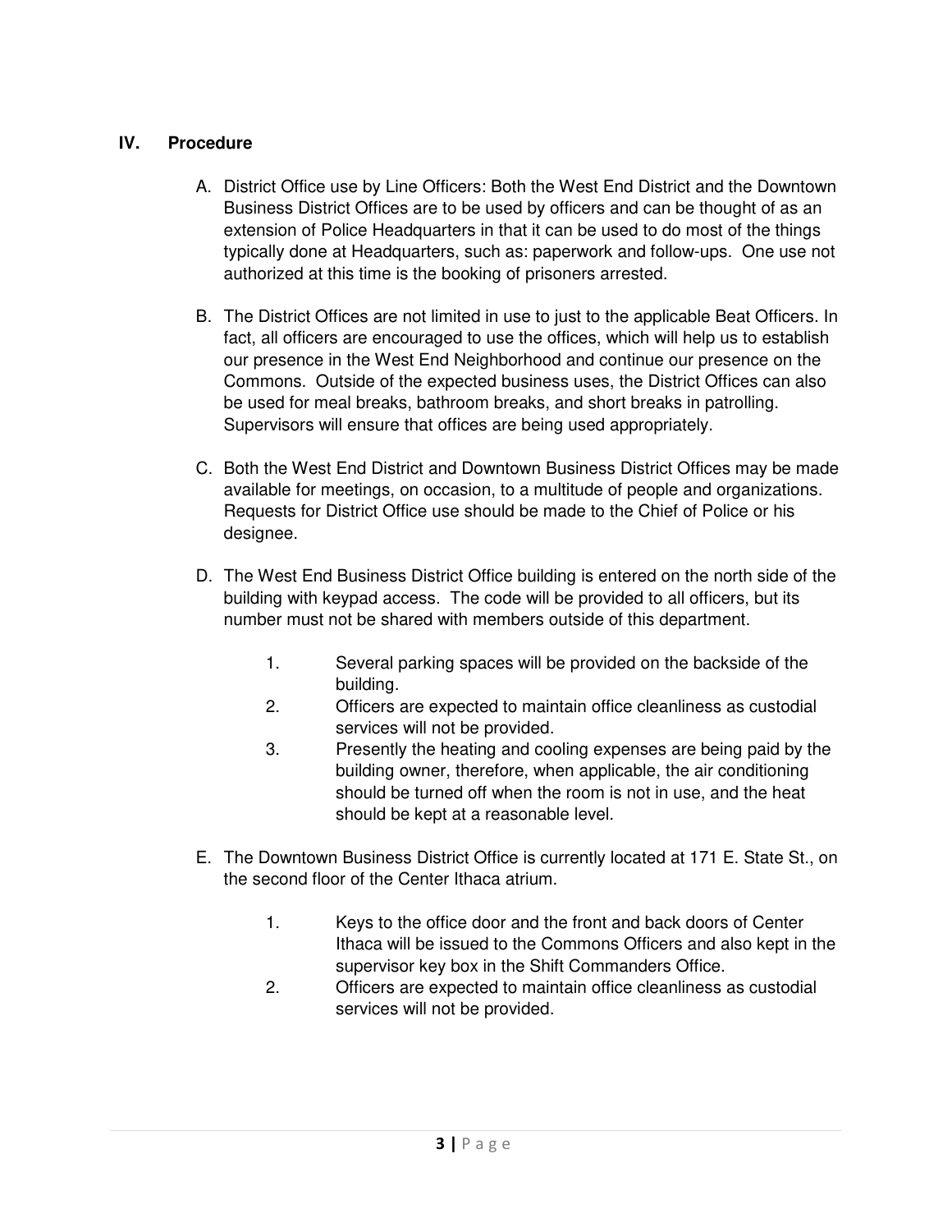## IV. Procedure

A. District Office use by Line Officers: Both the West End District and the Downtown Business District Offices are to be used by officers and can be thought of as an extension of Police Headquarters in that it can be used to do most of the things typically done at Headquarters, such as: paperwork and follow-ups. One use not authorized at this time is the booking of prisoners arrested.

B. The District Offices are not limited in use to just to the applicable Beat Officers. In fact, all officers are encouraged to use the offices, which will help us to establish our presence in the West End Neighborhood and continue our presence on the Commons. Outside of the expected business uses, the District Offices can also be used for meal breaks, bathroom breaks, and short breaks in patrolling. Supervisors will ensure that offices are being used appropriately.

C. Both the West End District and Downtown Business District Offices may be made available for meetings, on occasion, to a multitude of people and organizations. Requests for District Office use should be made to the Chief of Police or his designee.

D. The West End Business District Office building is entered on the north side of the building with keypad access. The code will be provided to all officers, but its number must not be shared with members outside of this department.

   1. Several parking spaces will be provided on the backside of the building.
   2. Officers are expected to maintain office cleanliness as custodial services will not be provided.
   3. Presently the heating and cooling expenses are being paid by the building owner, therefore, when applicable, the air conditioning should be turned off when the room is not in use, and the heat should be kept at a reasonable level.

E. The Downtown Business District Office is currently located at 171 E. State St., on the second floor of the Center Ithaca atrium.

   1. Keys to the office door and the front and back doors of Center Ithaca will be issued to the Commons Officers and also kept in the supervisor key box in the Shift Commanders Office.
   2. Officers are expected to maintain office cleanliness as custodial services will not be provided.